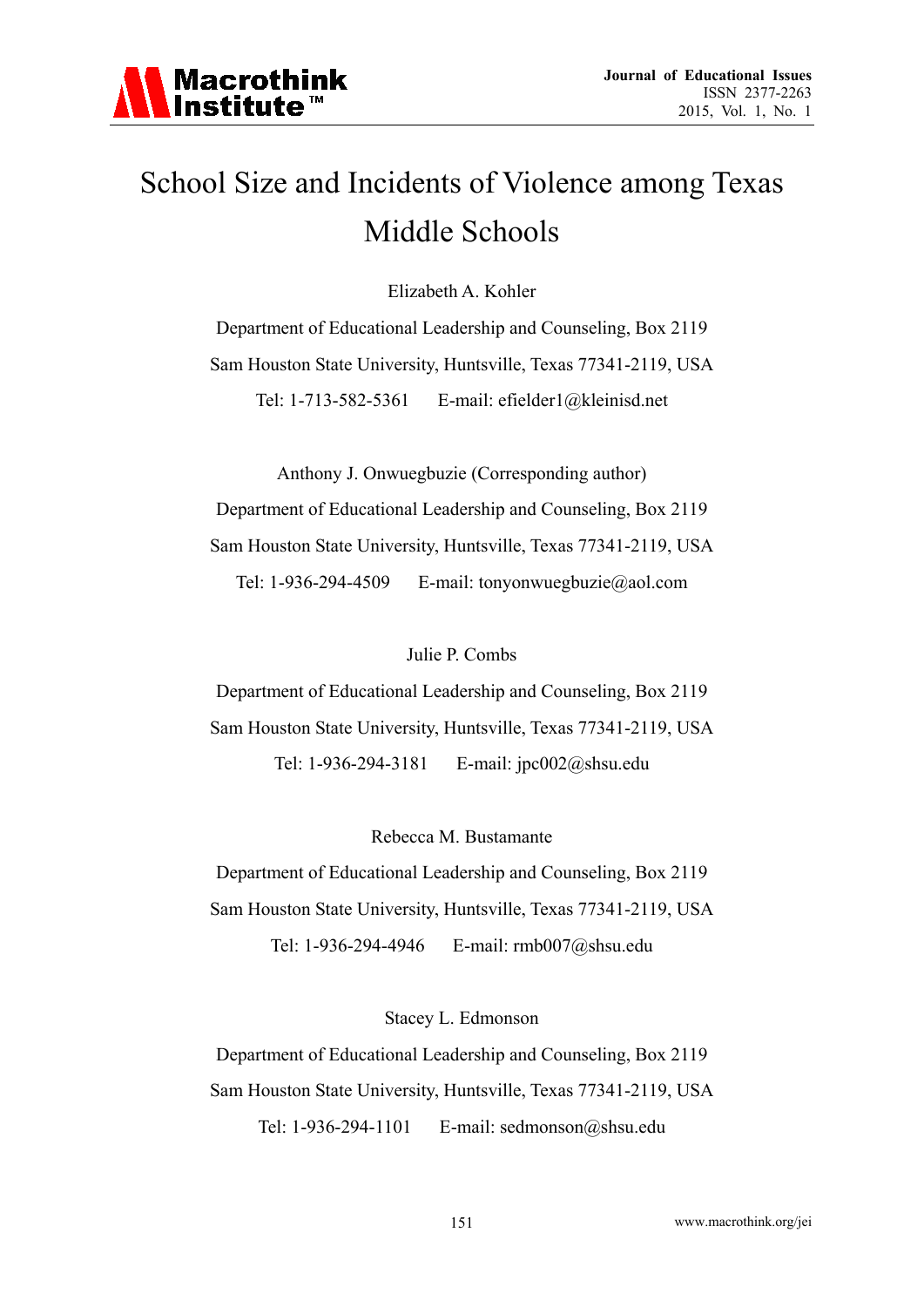# School Size and Incidents of Violence among Texas Middle Schools

Elizabeth A. Kohler

Department of Educational Leadership and Counseling, Box 2119

Sam Houston State University, Huntsville, Texas 77341-2119, USA

Tel: 1-713-582-5361 E-mail: efielder1@kleinisd.net

Anthony J. Onwuegbuzie (Corresponding author)

Department of Educational Leadership and Counseling, Box 2119

Sam Houston State University, Huntsville, Texas 77341-2119, USA

Tel: 1-936-294-4509 E-mail: tonyonwuegbuzie@aol.com

Julie P. Combs

Department of Educational Leadership and Counseling, Box 2119

Sam Houston State University, Huntsville, Texas 77341-2119, USA

Tel: 1-936-294-3181 E-mail: jpc002@shsu.edu

Rebecca M. Bustamante

Department of Educational Leadership and Counseling, Box 2119

Sam Houston State University, Huntsville, Texas 77341-2119, USA

Tel: 1-936-294-4946 E-mail: rmb007@shsu.edu

Stacey L. Edmonson

Department of Educational Leadership and Counseling, Box 2119

Sam Houston State University, Huntsville, Texas 77341-2119, USA

Tel: 1-936-294-1101 E-mail: sedmonson@shsu.edu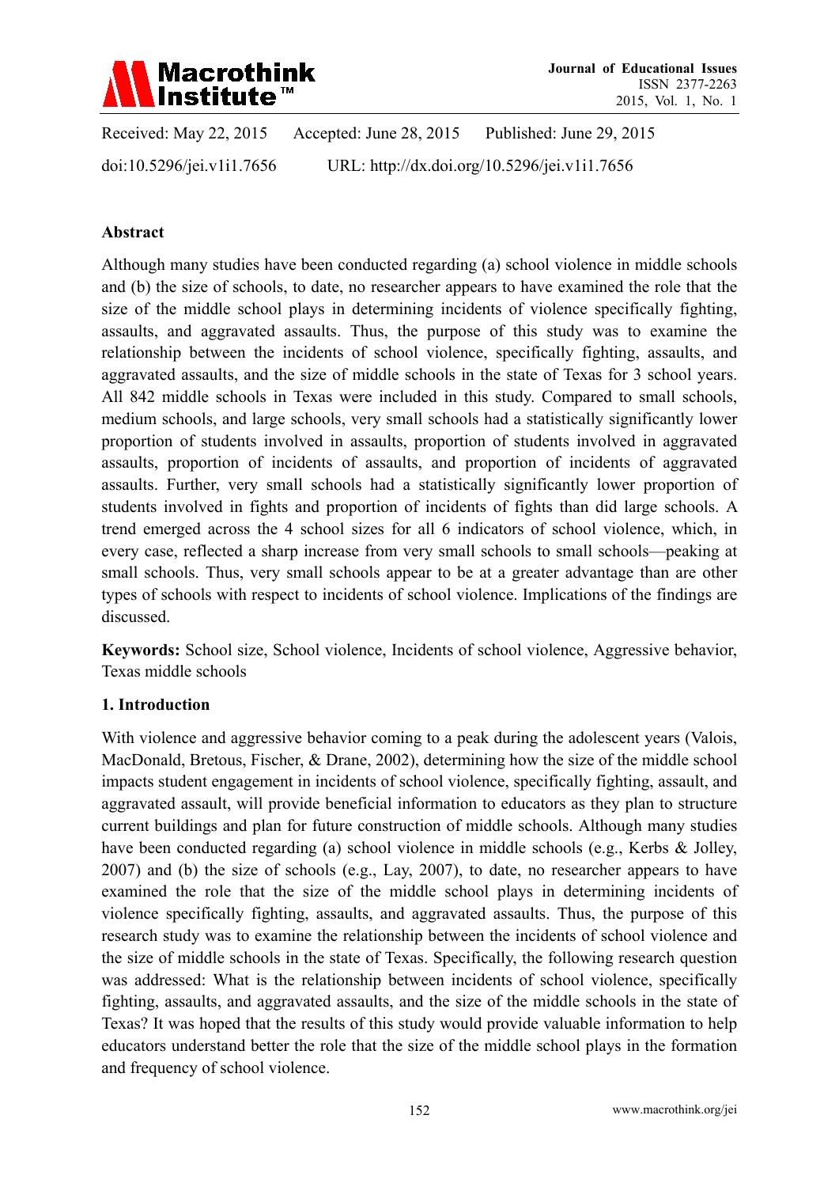Received: May 22, 2015 Accepted: June 28, 2015 Published: June 29, 2015

doi:10.5296/jei.v1i1.7656 URL: http://dx.doi.org/10.5296/jei.v1i1.7656

## Abstract

Although many studies have been conducted regarding (a) school violence in middle schools and (b) the size of schools, to date, no researcher appears to have examined the role that the size of the middle school plays in determining incidents of violence specifically fighting, assaults, and aggravated assaults. Thus, the purpose of this study was to examine the relationship between the incidents of school violence, specifically fighting, assaults, and aggravated assaults, and the size of middle schools in the state of Texas for 3 school years. All 842 middle schools in Texas were included in this study. Compared to small schools, medium schools, and large schools, very small schools had a statistically significantly lower proportion of students involved in assaults, proportion of students involved in aggravated assaults, proportion of incidents of assaults, and proportion of incidents of aggravated assaults. Further, very small schools had a statistically significantly lower proportion of students involved in fights and proportion of incidents of fights than did large schools. A trend emerged across the 4 school sizes for all 6 indicators of school violence, which, in every case, reflected a sharp increase from very small schools to small schools—peaking at small schools. Thus, very small schools appear to be at a greater advantage than are other types of schools with respect to incidents of school violence. Implications of the findings are discussed.

**Keywords:** School size, School violence, Incidents of school violence, Aggressive behavior, Texas middle schools

## 1. Introduction

With violence and aggressive behavior coming to a peak during the adolescent years (Valois, MacDonald, Bretous, Fischer, & Drane, 2002), determining how the size of the middle school impacts student engagement in incidents of school violence, specifically fighting, assault, and aggravated assault, will provide beneficial information to educators as they plan to structure current buildings and plan for future construction of middle schools. Although many studies have been conducted regarding (a) school violence in middle schools (e.g., Kerbs & Jolley, 2007) and (b) the size of schools (e.g., Lay, 2007), to date, no researcher appears to have examined the role that the size of the middle school plays in determining incidents of violence specifically fighting, assaults, and aggravated assaults. Thus, the purpose of this research study was to examine the relationship between the incidents of school violence and the size of middle schools in the state of Texas. Specifically, the following research question was addressed: What is the relationship between incidents of school violence, specifically fighting, assaults, and aggravated assaults, and the size of the middle schools in the state of Texas? It was hoped that the results of this study would provide valuable information to help educators understand better the role that the size of the middle school plays in the formation and frequency of school violence.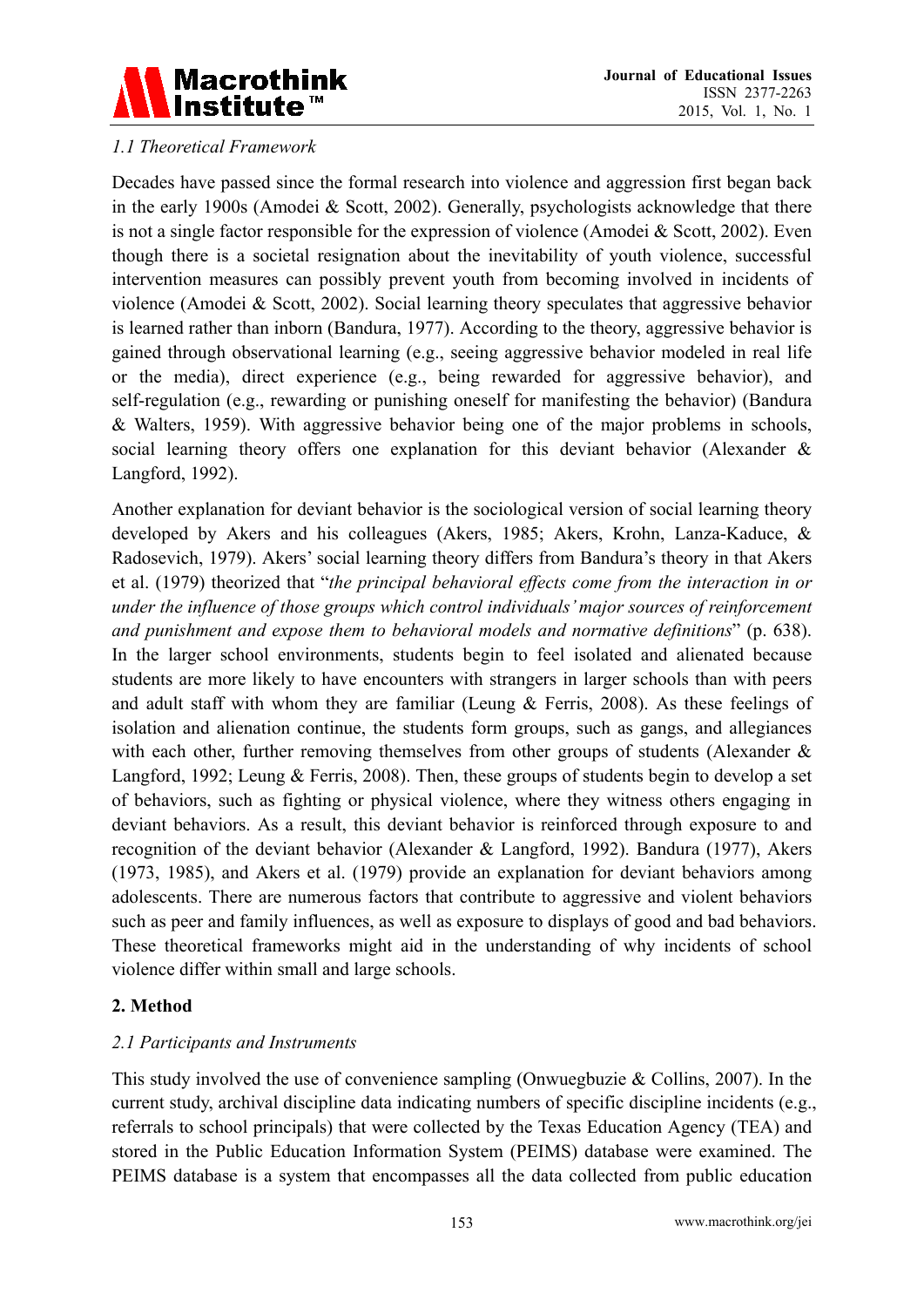### *1.1 Theoretical Framework*

Decades have passed since the formal research into violence and aggression first began back in the early 1900s (Amodei & Scott, 2002). Generally, psychologists acknowledge that there is not a single factor responsible for the expression of violence (Amodei & Scott, 2002). Even though there is a societal resignation about the inevitability of youth violence, successful intervention measures can possibly prevent youth from becoming involved in incidents of violence (Amodei & Scott, 2002). Social learning theory speculates that aggressive behavior is learned rather than inborn (Bandura, 1977). According to the theory, aggressive behavior is gained through observational learning (e.g., seeing aggressive behavior modeled in real life or the media), direct experience (e.g., being rewarded for aggressive behavior), and self-regulation (e.g., rewarding or punishing oneself for manifesting the behavior) (Bandura & Walters, 1959). With aggressive behavior being one of the major problems in schools, social learning theory offers one explanation for this deviant behavior (Alexander & Langford, 1992).

Another explanation for deviant behavior is the sociological version of social learning theory developed by Akers and his colleagues (Akers, 1985; Akers, Krohn, Lanza-Kaduce, & Radosevich, 1979). Akers' social learning theory differs from Bandura's theory in that Akers et al. (1979) theorized that "*the principal behavioral effects come from the interaction in or under the influence of those groups which control individuals' major sources of reinforcement and punishment and expose them to behavioral models and normative definitions*" (p. 638). In the larger school environments, students begin to feel isolated and alienated because students are more likely to have encounters with strangers in larger schools than with peers and adult staff with whom they are familiar (Leung & Ferris, 2008). As these feelings of isolation and alienation continue, the students form groups, such as gangs, and allegiances with each other, further removing themselves from other groups of students (Alexander & Langford, 1992; Leung & Ferris, 2008). Then, these groups of students begin to develop a set of behaviors, such as fighting or physical violence, where they witness others engaging in deviant behaviors. As a result, this deviant behavior is reinforced through exposure to and recognition of the deviant behavior (Alexander & Langford, 1992). Bandura (1977), Akers (1973, 1985), and Akers et al. (1979) provide an explanation for deviant behaviors among adolescents. There are numerous factors that contribute to aggressive and violent behaviors such as peer and family influences, as well as exposure to displays of good and bad behaviors. These theoretical frameworks might aid in the understanding of why incidents of school violence differ within small and large schools.

## 2. Method

### *2.1 Participants and Instruments*

This study involved the use of convenience sampling (Onwuegbuzie & Collins, 2007). In the current study, archival discipline data indicating numbers of specific discipline incidents (e.g., referrals to school principals) that were collected by the Texas Education Agency (TEA) and stored in the Public Education Information System (PEIMS) database were examined. The PEIMS database is a system that encompasses all the data collected from public education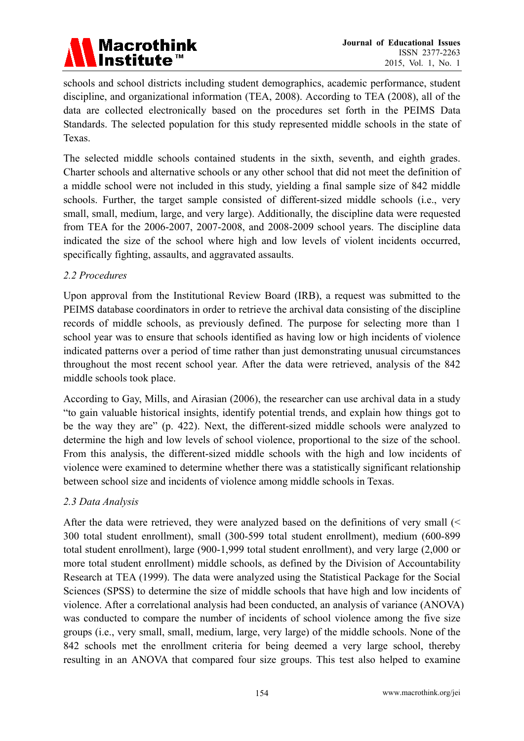schools and school districts including student demographics, academic performance, student discipline, and organizational information (TEA, 2008). According to TEA (2008), all of the data are collected electronically based on the procedures set forth in the PEIMS Data Standards. The selected population for this study represented middle schools in the state of Texas.

The selected middle schools contained students in the sixth, seventh, and eighth grades. Charter schools and alternative schools or any other school that did not meet the definition of a middle school were not included in this study, yielding a final sample size of 842 middle schools. Further, the target sample consisted of different-sized middle schools (i.e., very small, small, medium, large, and very large). Additionally, the discipline data were requested from TEA for the 2006-2007, 2007-2008, and 2008-2009 school years. The discipline data indicated the size of the school where high and low levels of violent incidents occurred, specifically fighting, assaults, and aggravated assaults.

### *2.2 Procedures*

Upon approval from the Institutional Review Board (IRB), a request was submitted to the PEIMS database coordinators in order to retrieve the archival data consisting of the discipline records of middle schools, as previously defined. The purpose for selecting more than 1 school year was to ensure that schools identified as having low or high incidents of violence indicated patterns over a period of time rather than just demonstrating unusual circumstances throughout the most recent school year. After the data were retrieved, analysis of the 842 middle schools took place.

According to Gay, Mills, and Airasian (2006), the researcher can use archival data in a study "to gain valuable historical insights, identify potential trends, and explain how things got to be the way they are" (p. 422). Next, the different-sized middle schools were analyzed to determine the high and low levels of school violence, proportional to the size of the school. From this analysis, the different-sized middle schools with the high and low incidents of violence were examined to determine whether there was a statistically significant relationship between school size and incidents of violence among middle schools in Texas.

### *2.3 Data Analysis*

After the data were retrieved, they were analyzed based on the definitions of very small (< 300 total student enrollment), small (300-599 total student enrollment), medium (600-899 total student enrollment), large (900-1,999 total student enrollment), and very large (2,000 or more total student enrollment) middle schools, as defined by the Division of Accountability Research at TEA (1999). The data were analyzed using the Statistical Package for the Social Sciences (SPSS) to determine the size of middle schools that have high and low incidents of violence. After a correlational analysis had been conducted, an analysis of variance (ANOVA) was conducted to compare the number of incidents of school violence among the five size groups (i.e., very small, small, medium, large, very large) of the middle schools. None of the 842 schools met the enrollment criteria for being deemed a very large school, thereby resulting in an ANOVA that compared four size groups. This test also helped to examine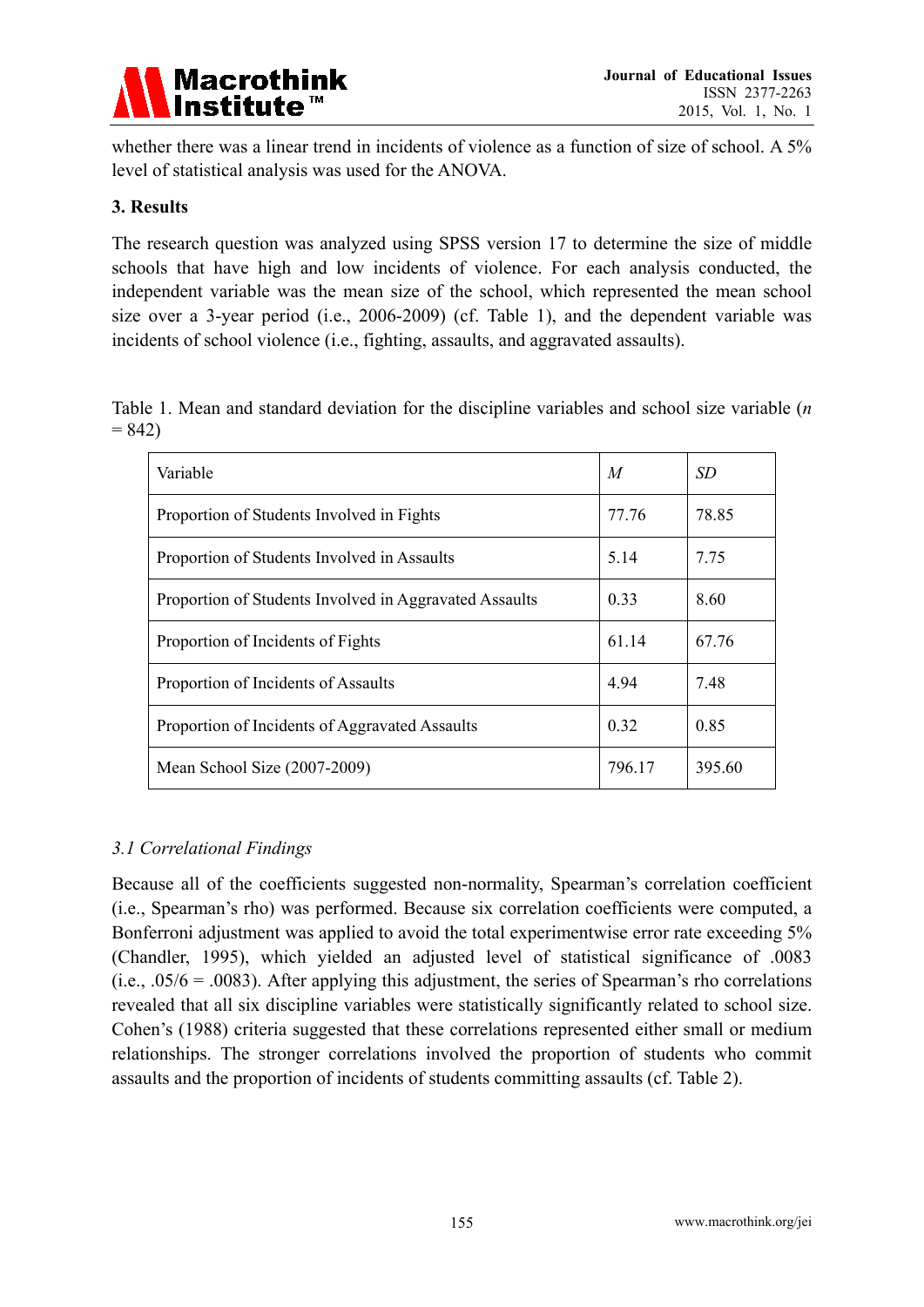whether there was a linear trend in incidents of violence as a function of size of school. A 5% level of statistical analysis was used for the ANOVA.

## 3. Results

The research question was analyzed using SPSS version 17 to determine the size of middle schools that have high and low incidents of violence. For each analysis conducted, the independent variable was the mean size of the school, which represented the mean school size over a 3-year period (i.e., 2006-2009) (cf. Table 1), and the dependent variable was incidents of school violence (i.e., fighting, assaults, and aggravated assaults).

Table 1. Mean and standard deviation for the discipline variables and school size variable ($n$ = 842)

| Variable | *M* | *SD* |
|---|---|---|
| Proportion of Students Involved in Fights | 77.76 | 78.85 |
| Proportion of Students Involved in Assaults | 5.14 | 7.75 |
| Proportion of Students Involved in Aggravated Assaults | 0.33 | 8.60 |
| Proportion of Incidents of Fights | 61.14 | 67.76 |
| Proportion of Incidents of Assaults | 4.94 | 7.48 |
| Proportion of Incidents of Aggravated Assaults | 0.32 | 0.85 |
| Mean School Size (2007-2009) | 796.17 | 395.60 |

### *3.1 Correlational Findings*

Because all of the coefficients suggested non-normality, Spearman's correlation coefficient (i.e., Spearman's rho) was performed. Because six correlation coefficients were computed, a Bonferroni adjustment was applied to avoid the total experimentwise error rate exceeding 5% (Chandler, 1995), which yielded an adjusted level of statistical significance of .0083 (i.e., .05/6 = .0083). After applying this adjustment, the series of Spearman's rho correlations revealed that all six discipline variables were statistically significantly related to school size. Cohen's (1988) criteria suggested that these correlations represented either small or medium relationships. The stronger correlations involved the proportion of students who commit assaults and the proportion of incidents of students committing assaults (cf. Table 2).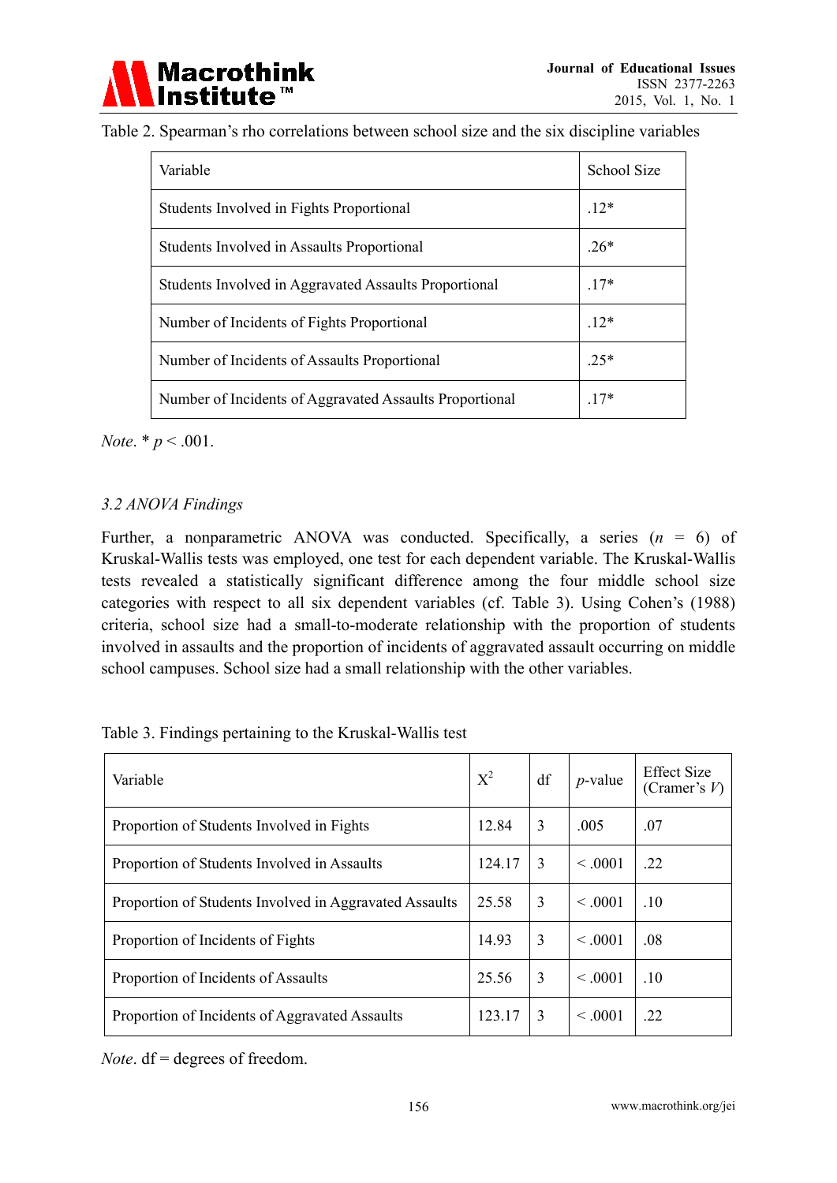Table 2. Spearman's rho correlations between school size and the six discipline variables

| Variable | School Size |
|---|---|
| Students Involved in Fights Proportional | .12* |
| Students Involved in Assaults Proportional | .26* |
| Students Involved in Aggravated Assaults Proportional | .17* |
| Number of Incidents of Fights Proportional | .12* |
| Number of Incidents of Assaults Proportional | .25* |
| Number of Incidents of Aggravated Assaults Proportional | .17* |

*Note*. * $p < .001$.

### *3.2 ANOVA Findings*

Further, a nonparametric ANOVA was conducted. Specifically, a series ($n$ = 6) of Kruskal-Wallis tests was employed, one test for each dependent variable. The Kruskal-Wallis tests revealed a statistically significant difference among the four middle school size categories with respect to all six dependent variables (cf. Table 3). Using Cohen's (1988) criteria, school size had a small-to-moderate relationship with the proportion of students involved in assaults and the proportion of incidents of aggravated assault occurring on middle school campuses. School size had a small relationship with the other variables.

Table 3. Findings pertaining to the Kruskal-Wallis test

| Variable | $X^2$ | df | *p*-value | Effect Size (Cramer's *V*) |
|---|---|---|---|---|
| Proportion of Students Involved in Fights | 12.84 | 3 | .005 | .07 |
| Proportion of Students Involved in Assaults | 124.17 | 3 | < .0001 | .22 |
| Proportion of Students Involved in Aggravated Assaults | 25.58 | 3 | < .0001 | .10 |
| Proportion of Incidents of Fights | 14.93 | 3 | < .0001 | .08 |
| Proportion of Incidents of Assaults | 25.56 | 3 | < .0001 | .10 |
| Proportion of Incidents of Aggravated Assaults | 123.17 | 3 | < .0001 | .22 |

*Note*. df = degrees of freedom.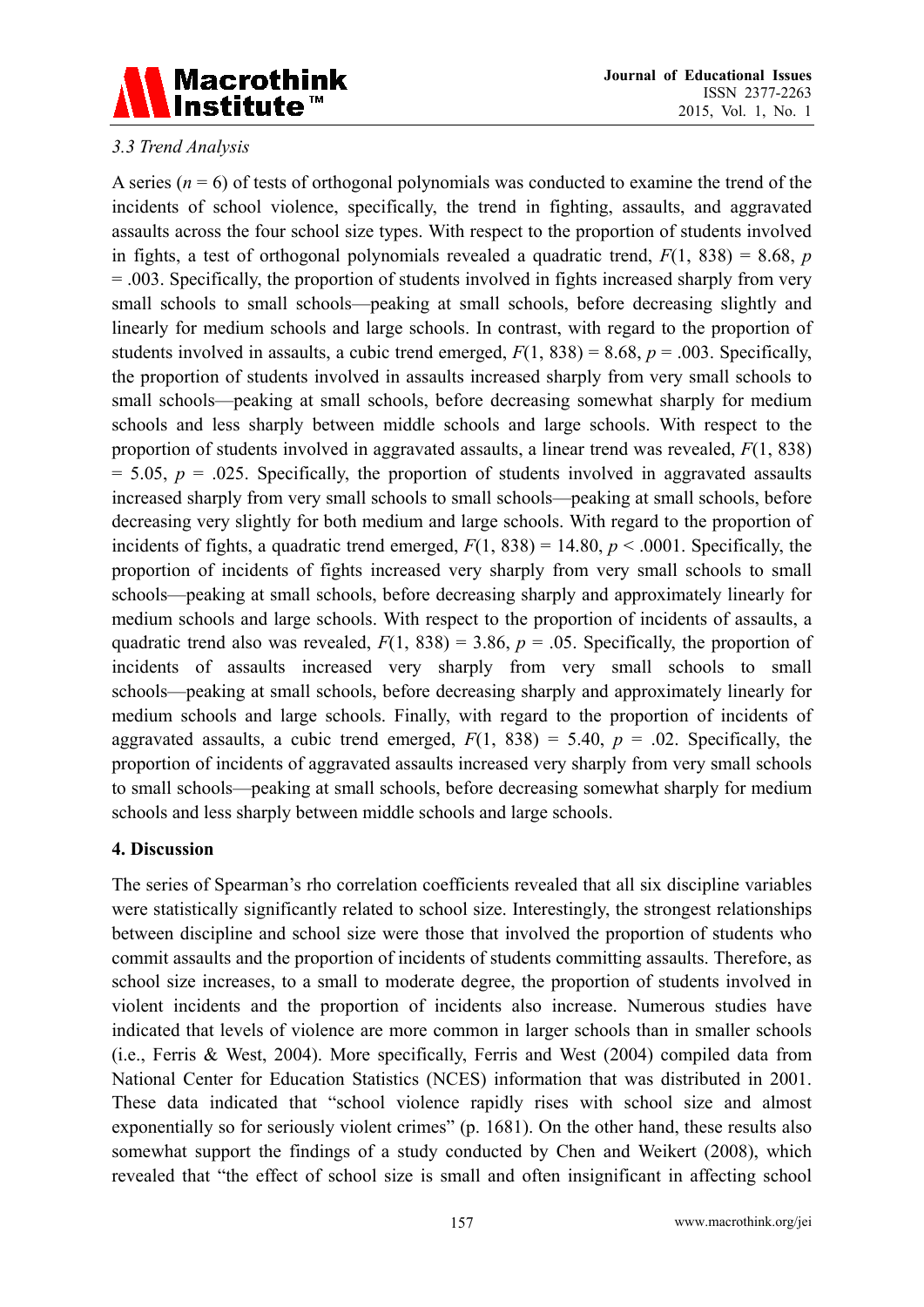### 3.3 Trend Analysis

A series ($n = 6$) of tests of orthogonal polynomials was conducted to examine the trend of the incidents of school violence, specifically, the trend in fighting, assaults, and aggravated assaults across the four school size types. With respect to the proportion of students involved in fights, a test of orthogonal polynomials revealed a quadratic trend, $F(1, 838) = 8.68$, $p = .003$. Specifically, the proportion of students involved in fights increased sharply from very small schools to small schools—peaking at small schools, before decreasing slightly and linearly for medium schools and large schools. In contrast, with regard to the proportion of students involved in assaults, a cubic trend emerged, $F(1, 838) = 8.68$, $p = .003$. Specifically, the proportion of students involved in assaults increased sharply from very small schools to small schools—peaking at small schools, before decreasing somewhat sharply for medium schools and less sharply between middle schools and large schools. With respect to the proportion of students involved in aggravated assaults, a linear trend was revealed, $F(1, 838) = 5.05$, $p = .025$. Specifically, the proportion of students involved in aggravated assaults increased sharply from very small schools to small schools—peaking at small schools, before decreasing very slightly for both medium and large schools. With regard to the proportion of incidents of fights, a quadratic trend emerged, $F(1, 838) = 14.80$, $p < .0001$. Specifically, the proportion of incidents of fights increased very sharply from very small schools to small schools—peaking at small schools, before decreasing sharply and approximately linearly for medium schools and large schools. With respect to the proportion of incidents of assaults, a quadratic trend also was revealed, $F(1, 838) = 3.86$, $p = .05$. Specifically, the proportion of incidents of assaults increased very sharply from very small schools to small schools—peaking at small schools, before decreasing sharply and approximately linearly for medium schools and large schools. Finally, with regard to the proportion of incidents of aggravated assaults, a cubic trend emerged, $F(1, 838) = 5.40$, $p = .02$. Specifically, the proportion of incidents of aggravated assaults increased very sharply from very small schools to small schools—peaking at small schools, before decreasing somewhat sharply for medium schools and less sharply between middle schools and large schools.

## 4. Discussion

The series of Spearman's rho correlation coefficients revealed that all six discipline variables were statistically significantly related to school size. Interestingly, the strongest relationships between discipline and school size were those that involved the proportion of students who commit assaults and the proportion of incidents of students committing assaults. Therefore, as school size increases, to a small to moderate degree, the proportion of students involved in violent incidents and the proportion of incidents also increase. Numerous studies have indicated that levels of violence are more common in larger schools than in smaller schools (i.e., Ferris & West, 2004). More specifically, Ferris and West (2004) compiled data from National Center for Education Statistics (NCES) information that was distributed in 2001. These data indicated that "school violence rapidly rises with school size and almost exponentially so for seriously violent crimes" (p. 1681). On the other hand, these results also somewhat support the findings of a study conducted by Chen and Weikert (2008), which revealed that "the effect of school size is small and often insignificant in affecting school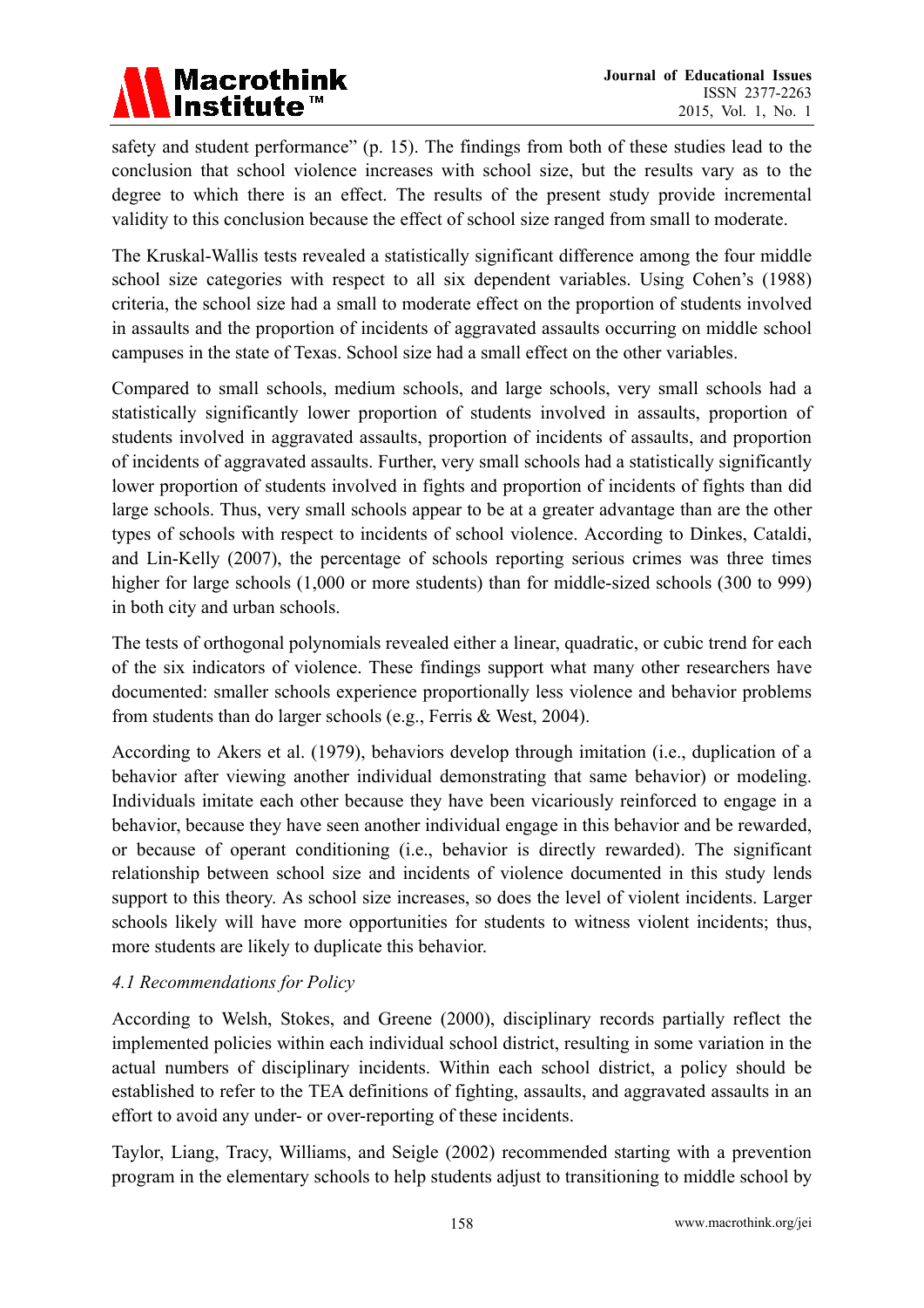safety and student performance" (p. 15). The findings from both of these studies lead to the conclusion that school violence increases with school size, but the results vary as to the degree to which there is an effect. The results of the present study provide incremental validity to this conclusion because the effect of school size ranged from small to moderate.

The Kruskal-Wallis tests revealed a statistically significant difference among the four middle school size categories with respect to all six dependent variables. Using Cohen's (1988) criteria, the school size had a small to moderate effect on the proportion of students involved in assaults and the proportion of incidents of aggravated assaults occurring on middle school campuses in the state of Texas. School size had a small effect on the other variables.

Compared to small schools, medium schools, and large schools, very small schools had a statistically significantly lower proportion of students involved in assaults, proportion of students involved in aggravated assaults, proportion of incidents of assaults, and proportion of incidents of aggravated assaults. Further, very small schools had a statistically significantly lower proportion of students involved in fights and proportion of incidents of fights than did large schools. Thus, very small schools appear to be at a greater advantage than are the other types of schools with respect to incidents of school violence. According to Dinkes, Cataldi, and Lin-Kelly (2007), the percentage of schools reporting serious crimes was three times higher for large schools (1,000 or more students) than for middle-sized schools (300 to 999) in both city and urban schools.

The tests of orthogonal polynomials revealed either a linear, quadratic, or cubic trend for each of the six indicators of violence. These findings support what many other researchers have documented: smaller schools experience proportionally less violence and behavior problems from students than do larger schools (e.g., Ferris & West, 2004).

According to Akers et al. (1979), behaviors develop through imitation (i.e., duplication of a behavior after viewing another individual demonstrating that same behavior) or modeling. Individuals imitate each other because they have been vicariously reinforced to engage in a behavior, because they have seen another individual engage in this behavior and be rewarded, or because of operant conditioning (i.e., behavior is directly rewarded). The significant relationship between school size and incidents of violence documented in this study lends support to this theory. As school size increases, so does the level of violent incidents. Larger schools likely will have more opportunities for students to witness violent incidents; thus, more students are likely to duplicate this behavior.

### *4.1 Recommendations for Policy*

According to Welsh, Stokes, and Greene (2000), disciplinary records partially reflect the implemented policies within each individual school district, resulting in some variation in the actual numbers of disciplinary incidents. Within each school district, a policy should be established to refer to the TEA definitions of fighting, assaults, and aggravated assaults in an effort to avoid any under- or over-reporting of these incidents.

Taylor, Liang, Tracy, Williams, and Seigle (2002) recommended starting with a prevention program in the elementary schools to help students adjust to transitioning to middle school by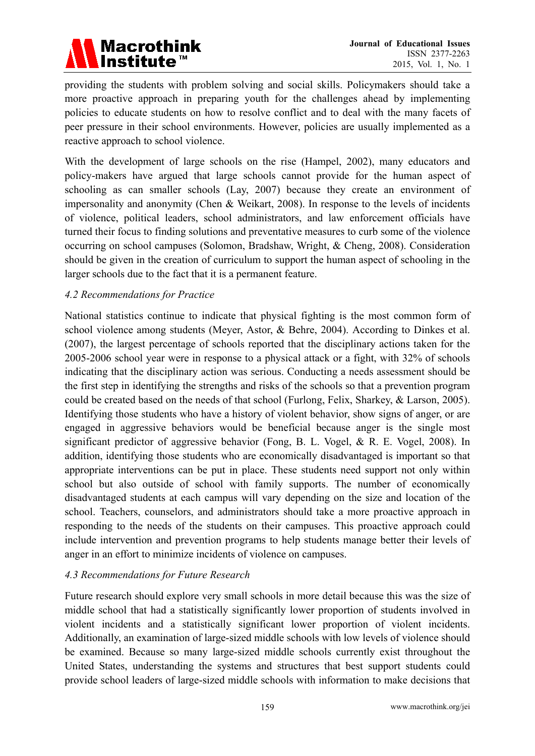providing the students with problem solving and social skills. Policymakers should take a more proactive approach in preparing youth for the challenges ahead by implementing policies to educate students on how to resolve conflict and to deal with the many facets of peer pressure in their school environments. However, policies are usually implemented as a reactive approach to school violence.

With the development of large schools on the rise (Hampel, 2002), many educators and policy-makers have argued that large schools cannot provide for the human aspect of schooling as can smaller schools (Lay, 2007) because they create an environment of impersonality and anonymity (Chen & Weikart, 2008). In response to the levels of incidents of violence, political leaders, school administrators, and law enforcement officials have turned their focus to finding solutions and preventative measures to curb some of the violence occurring on school campuses (Solomon, Bradshaw, Wright, & Cheng, 2008). Consideration should be given in the creation of curriculum to support the human aspect of schooling in the larger schools due to the fact that it is a permanent feature.

### *4.2 Recommendations for Practice*

National statistics continue to indicate that physical fighting is the most common form of school violence among students (Meyer, Astor, & Behre, 2004). According to Dinkes et al. (2007), the largest percentage of schools reported that the disciplinary actions taken for the 2005-2006 school year were in response to a physical attack or a fight, with 32% of schools indicating that the disciplinary action was serious. Conducting a needs assessment should be the first step in identifying the strengths and risks of the schools so that a prevention program could be created based on the needs of that school (Furlong, Felix, Sharkey, & Larson, 2005). Identifying those students who have a history of violent behavior, show signs of anger, or are engaged in aggressive behaviors would be beneficial because anger is the single most significant predictor of aggressive behavior (Fong, B. L. Vogel, & R. E. Vogel, 2008). In addition, identifying those students who are economically disadvantaged is important so that appropriate interventions can be put in place. These students need support not only within school but also outside of school with family supports. The number of economically disadvantaged students at each campus will vary depending on the size and location of the school. Teachers, counselors, and administrators should take a more proactive approach in responding to the needs of the students on their campuses. This proactive approach could include intervention and prevention programs to help students manage better their levels of anger in an effort to minimize incidents of violence on campuses.

### *4.3 Recommendations for Future Research*

Future research should explore very small schools in more detail because this was the size of middle school that had a statistically significantly lower proportion of students involved in violent incidents and a statistically significant lower proportion of violent incidents. Additionally, an examination of large-sized middle schools with low levels of violence should be examined. Because so many large-sized middle schools currently exist throughout the United States, understanding the systems and structures that best support students could provide school leaders of large-sized middle schools with information to make decisions that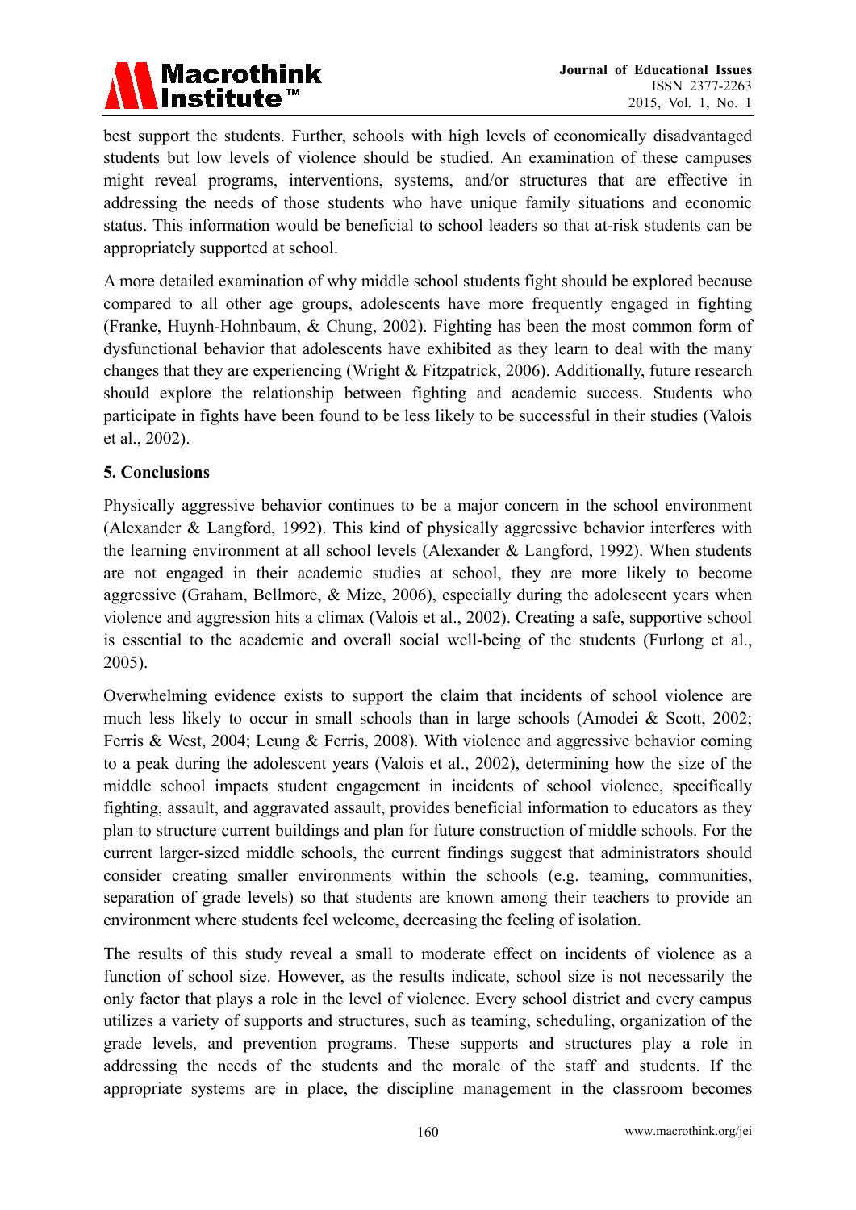best support the students. Further, schools with high levels of economically disadvantaged students but low levels of violence should be studied. An examination of these campuses might reveal programs, interventions, systems, and/or structures that are effective in addressing the needs of those students who have unique family situations and economic status. This information would be beneficial to school leaders so that at-risk students can be appropriately supported at school.

A more detailed examination of why middle school students fight should be explored because compared to all other age groups, adolescents have more frequently engaged in fighting (Franke, Huynh-Hohnbaum, & Chung, 2002). Fighting has been the most common form of dysfunctional behavior that adolescents have exhibited as they learn to deal with the many changes that they are experiencing (Wright & Fitzpatrick, 2006). Additionally, future research should explore the relationship between fighting and academic success. Students who participate in fights have been found to be less likely to be successful in their studies (Valois et al., 2002).

## 5. Conclusions

Physically aggressive behavior continues to be a major concern in the school environment (Alexander & Langford, 1992). This kind of physically aggressive behavior interferes with the learning environment at all school levels (Alexander & Langford, 1992). When students are not engaged in their academic studies at school, they are more likely to become aggressive (Graham, Bellmore, & Mize, 2006), especially during the adolescent years when violence and aggression hits a climax (Valois et al., 2002). Creating a safe, supportive school is essential to the academic and overall social well-being of the students (Furlong et al., 2005).

Overwhelming evidence exists to support the claim that incidents of school violence are much less likely to occur in small schools than in large schools (Amodei & Scott, 2002; Ferris & West, 2004; Leung & Ferris, 2008). With violence and aggressive behavior coming to a peak during the adolescent years (Valois et al., 2002), determining how the size of the middle school impacts student engagement in incidents of school violence, specifically fighting, assault, and aggravated assault, provides beneficial information to educators as they plan to structure current buildings and plan for future construction of middle schools. For the current larger-sized middle schools, the current findings suggest that administrators should consider creating smaller environments within the schools (e.g. teaming, communities, separation of grade levels) so that students are known among their teachers to provide an environment where students feel welcome, decreasing the feeling of isolation.

The results of this study reveal a small to moderate effect on incidents of violence as a function of school size. However, as the results indicate, school size is not necessarily the only factor that plays a role in the level of violence. Every school district and every campus utilizes a variety of supports and structures, such as teaming, scheduling, organization of the grade levels, and prevention programs. These supports and structures play a role in addressing the needs of the students and the morale of the staff and students. If the appropriate systems are in place, the discipline management in the classroom becomes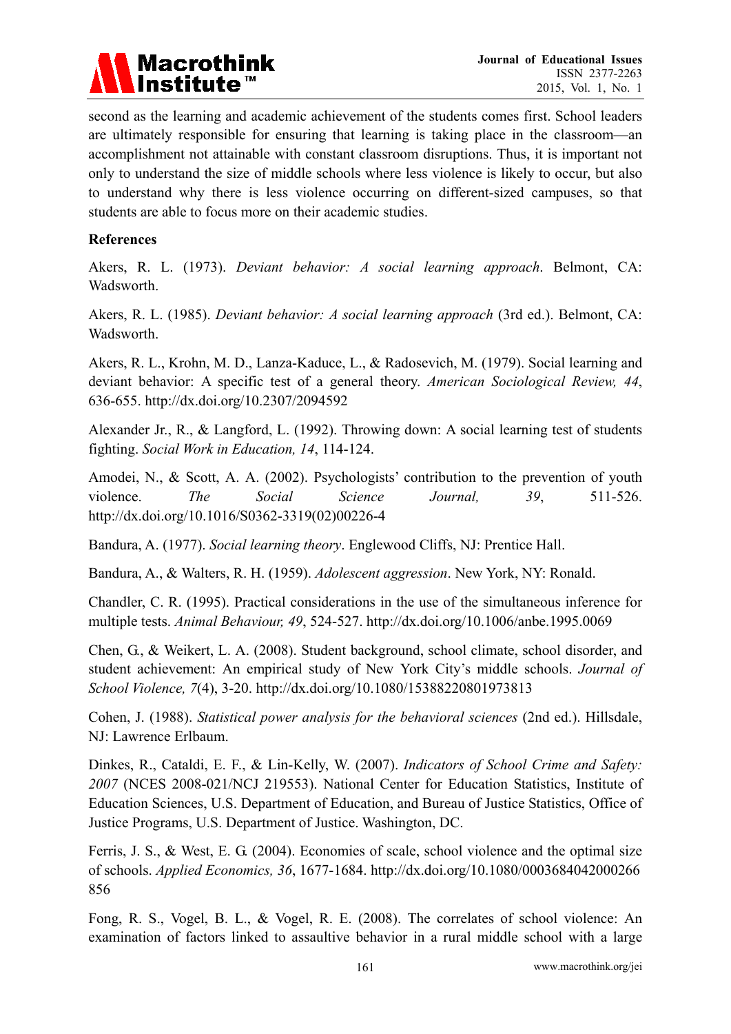second as the learning and academic achievement of the students comes first. School leaders are ultimately responsible for ensuring that learning is taking place in the classroom—an accomplishment not attainable with constant classroom disruptions. Thus, it is important not only to understand the size of middle schools where less violence is likely to occur, but also to understand why there is less violence occurring on different-sized campuses, so that students are able to focus more on their academic studies.

**References**

Akers, R. L. (1973). *Deviant behavior: A social learning approach*. Belmont, CA: Wadsworth.

Akers, R. L. (1985). *Deviant behavior: A social learning approach* (3rd ed.). Belmont, CA: Wadsworth.

Akers, R. L., Krohn, M. D., Lanza-Kaduce, L., & Radosevich, M. (1979). Social learning and deviant behavior: A specific test of a general theory. *American Sociological Review, 44*, 636-655. http://dx.doi.org/10.2307/2094592

Alexander Jr., R., & Langford, L. (1992). Throwing down: A social learning test of students fighting. *Social Work in Education, 14*, 114-124.

Amodei, N., & Scott, A. A. (2002). Psychologists' contribution to the prevention of youth violence. *The Social Science Journal, 39*, 511-526. http://dx.doi.org/10.1016/S0362-3319(02)00226-4

Bandura, A. (1977). *Social learning theory*. Englewood Cliffs, NJ: Prentice Hall.

Bandura, A., & Walters, R. H. (1959). *Adolescent aggression*. New York, NY: Ronald.

Chandler, C. R. (1995). Practical considerations in the use of the simultaneous inference for multiple tests. *Animal Behaviour, 49*, 524-527. http://dx.doi.org/10.1006/anbe.1995.0069

Chen, G., & Weikert, L. A. (2008). Student background, school climate, school disorder, and student achievement: An empirical study of New York City's middle schools. *Journal of School Violence, 7*(4), 3-20. http://dx.doi.org/10.1080/15388220801973813

Cohen, J. (1988). *Statistical power analysis for the behavioral sciences* (2nd ed.). Hillsdale, NJ: Lawrence Erlbaum.

Dinkes, R., Cataldi, E. F., & Lin-Kelly, W. (2007). *Indicators of School Crime and Safety: 2007* (NCES 2008-021/NCJ 219553). National Center for Education Statistics, Institute of Education Sciences, U.S. Department of Education, and Bureau of Justice Statistics, Office of Justice Programs, U.S. Department of Justice. Washington, DC.

Ferris, J. S., & West, E. G. (2004). Economies of scale, school violence and the optimal size of schools. *Applied Economics, 36*, 1677-1684. http://dx.doi.org/10.1080/0003684042000266856

Fong, R. S., Vogel, B. L., & Vogel, R. E. (2008). The correlates of school violence: An examination of factors linked to assaultive behavior in a rural middle school with a large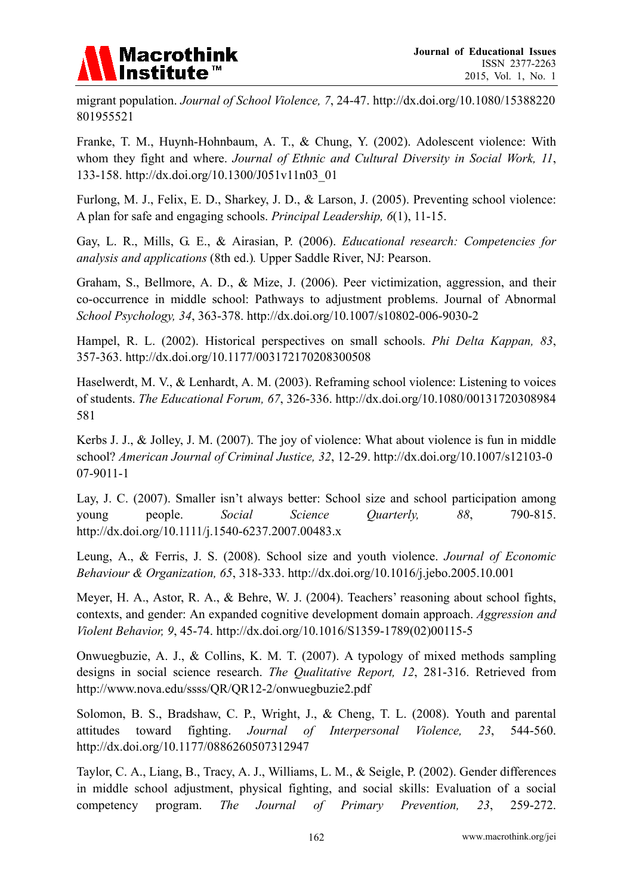migrant population. *Journal of School Violence, 7*, 24-47. http://dx.doi.org/10.1080/15388220801955521

Franke, T. M., Huynh-Hohnbaum, A. T., & Chung, Y. (2002). Adolescent violence: With whom they fight and where. *Journal of Ethnic and Cultural Diversity in Social Work, 11*, 133-158. http://dx.doi.org/10.1300/J051v11n03_01

Furlong, M. J., Felix, E. D., Sharkey, J. D., & Larson, J. (2005). Preventing school violence: A plan for safe and engaging schools. *Principal Leadership, 6*(1), 11-15.

Gay, L. R., Mills, G. E., & Airasian, P. (2006). *Educational research: Competencies for analysis and applications* (8th ed.)*.* Upper Saddle River, NJ: Pearson.

Graham, S., Bellmore, A. D., & Mize, J. (2006). Peer victimization, aggression, and their co-occurrence in middle school: Pathways to adjustment problems. Journal of Abnormal *School Psychology, 34*, 363-378. http://dx.doi.org/10.1007/s10802-006-9030-2

Hampel, R. L. (2002). Historical perspectives on small schools. *Phi Delta Kappan, 83*, 357-363. http://dx.doi.org/10.1177/003172170208300508

Haselwerdt, M. V., & Lenhardt, A. M. (2003). Reframing school violence: Listening to voices of students. *The Educational Forum, 67*, 326-336. http://dx.doi.org/10.1080/00131720308984581

Kerbs J. J., & Jolley, J. M. (2007). The joy of violence: What about violence is fun in middle school? *American Journal of Criminal Justice, 32*, 12-29. http://dx.doi.org/10.1007/s12103-007-9011-1

Lay, J. C. (2007). Smaller isn't always better: School size and school participation among young people. *Social Science Quarterly, 88*, 790-815. http://dx.doi.org/10.1111/j.1540-6237.2007.00483.x

Leung, A., & Ferris, J. S. (2008). School size and youth violence. *Journal of Economic Behaviour & Organization, 65*, 318-333. http://dx.doi.org/10.1016/j.jebo.2005.10.001

Meyer, H. A., Astor, R. A., & Behre, W. J. (2004). Teachers' reasoning about school fights, contexts, and gender: An expanded cognitive development domain approach. *Aggression and Violent Behavior, 9*, 45-74. http://dx.doi.org/10.1016/S1359-1789(02)00115-5

Onwuegbuzie, A. J., & Collins, K. M. T. (2007). A typology of mixed methods sampling designs in social science research. *The Qualitative Report, 12*, 281-316. Retrieved from http://www.nova.edu/ssss/QR/QR12-2/onwuegbuzie2.pdf

Solomon, B. S., Bradshaw, C. P., Wright, J., & Cheng, T. L. (2008). Youth and parental attitudes toward fighting. *Journal of Interpersonal Violence, 23*, 544-560. http://dx.doi.org/10.1177/0886260507312947

Taylor, C. A., Liang, B., Tracy, A. J., Williams, L. M., & Seigle, P. (2002). Gender differences in middle school adjustment, physical fighting, and social skills: Evaluation of a social competency program. *The Journal of Primary Prevention, 23*, 259-272.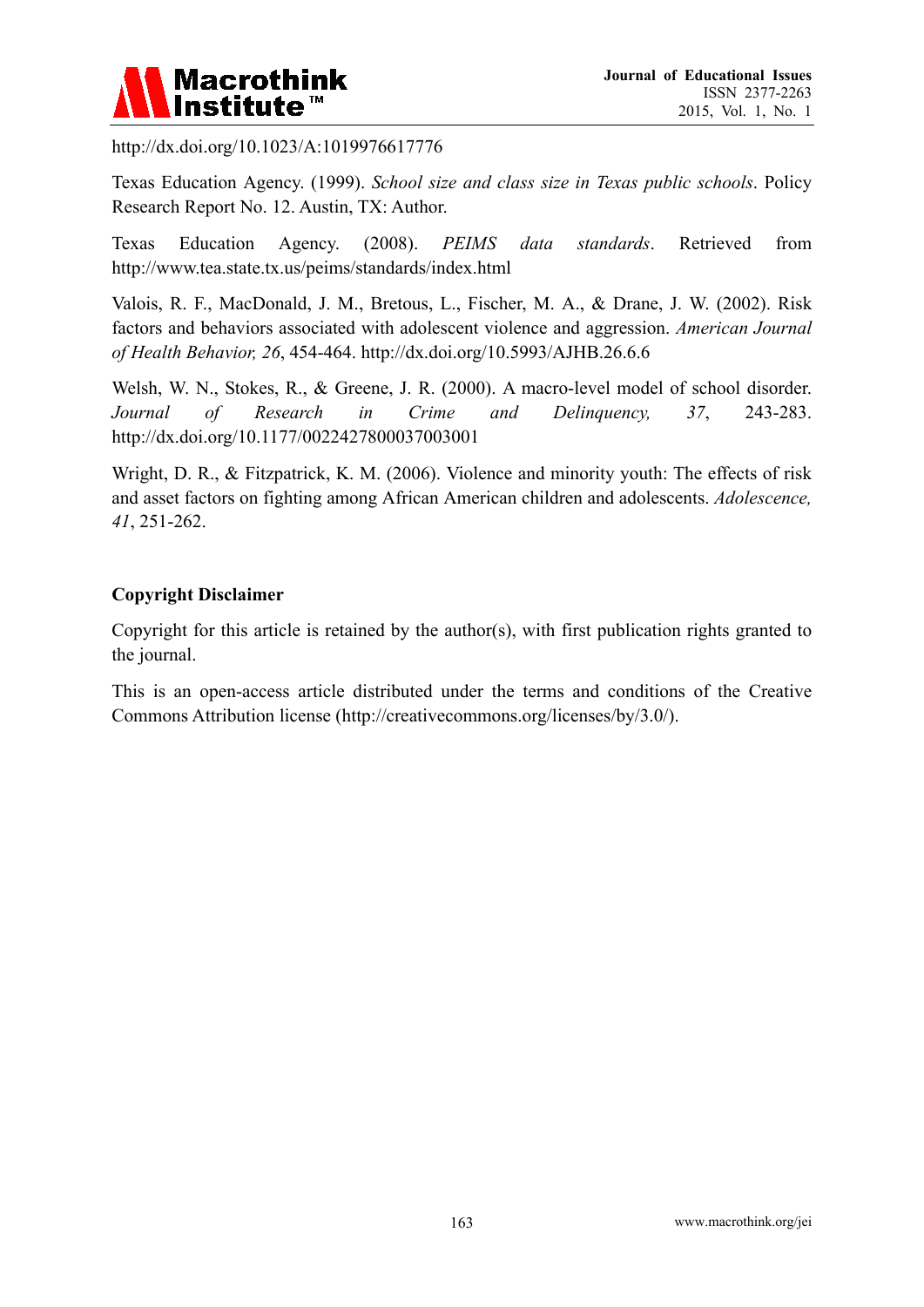http://dx.doi.org/10.1023/A:1019976617776

Texas Education Agency. (1999). *School size and class size in Texas public schools*. Policy Research Report No. 12. Austin, TX: Author.

Texas Education Agency. (2008). *PEIMS data standards*. Retrieved from http://www.tea.state.tx.us/peims/standards/index.html

Valois, R. F., MacDonald, J. M., Bretous, L., Fischer, M. A., & Drane, J. W. (2002). Risk factors and behaviors associated with adolescent violence and aggression. *American Journal of Health Behavior, 26*, 454-464. http://dx.doi.org/10.5993/AJHB.26.6.6

Welsh, W. N., Stokes, R., & Greene, J. R. (2000). A macro-level model of school disorder. *Journal of Research in Crime and Delinquency, 37*, 243-283. http://dx.doi.org/10.1177/0022427800037003001

Wright, D. R., & Fitzpatrick, K. M. (2006). Violence and minority youth: The effects of risk and asset factors on fighting among African American children and adolescents. *Adolescence, 41*, 251-262.

**Copyright Disclaimer**

Copyright for this article is retained by the author(s), with first publication rights granted to the journal.

This is an open-access article distributed under the terms and conditions of the Creative Commons Attribution license (http://creativecommons.org/licenses/by/3.0/).